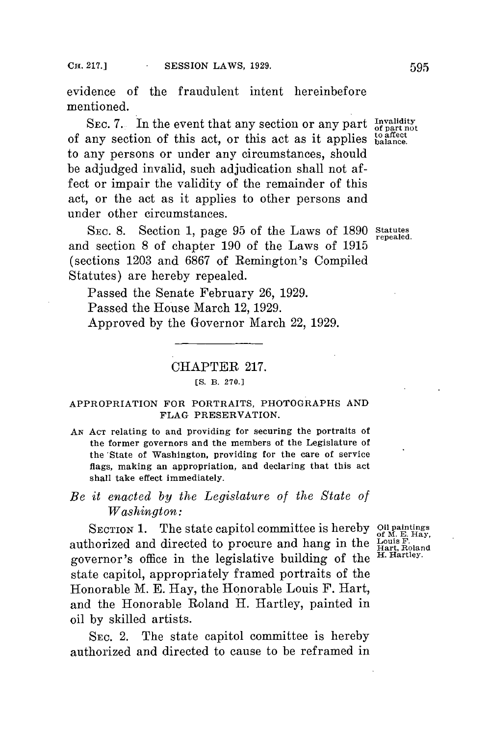evidence of the fraudulent intent hereinbefore mentioned.

SEC. 7. In the event that any section or any part of any section of this act, or this act as it applies to any persons or under any circumstances, should be adjudged invalid, such adjudication shall not affect or impair the validity of the remainder of this act, or the act as it applies to other persons and under other circumstances.

*Invalidity of part not to affect balance.*

SEC. 8. Section 1, page 95 of the Laws of 1890 and section 8 of chapter 190 of the Laws of 1915 (sections 1203 and 6867 of Remington's Compiled Statutes) are hereby repealed.

*Statutes repealed.*

Passed the Senate February 26, 1929.

Passed the House March 12, 1929.

Approved by the Governor March 22, 1929.

---

## CHAPTER 217.

[S. B. 270.]

### APPROPRIATION FOR PORTRAITS, PHOTOGRAPHS AND FLAG PRESERVATION.

AN ACT relating to and providing for securing the portraits of the former governors and the members of the Legislature of the State of Washington, providing for the care of service flags, making an appropriation, and declaring that this act shall take effect immediately.

*Be it enacted by the Legislature of the State of Washington:*

SECTION 1. The state capitol committee is hereby authorized and directed to procure and hang in the governor's office in the legislative building of the state capitol, appropriately framed portraits of the Honorable M. E. Hay, the Honorable Louis F. Hart, and the Honorable Roland H. Hartley, painted in oil by skilled artists.

*Oil paintings of M. E. Hay, Louis F. Hart, Roland H. Hartley.*

SEC. 2. The state capitol committee is hereby authorized and directed to cause to be reframed in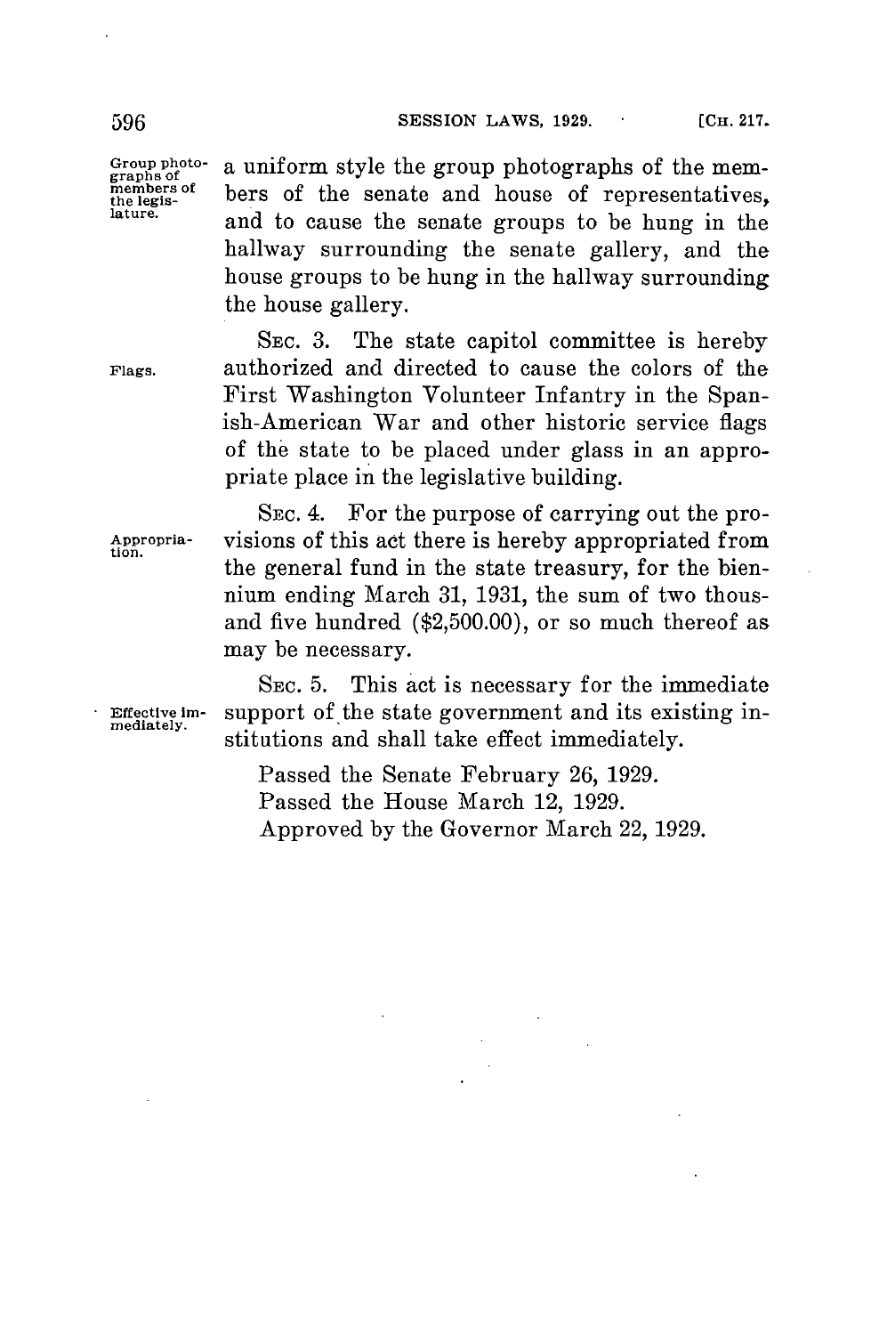a uniform style the group photographs of the members of the senate and house of representatives, and to cause the senate groups to be hung in the hallway surrounding the senate gallery, and the house groups to be hung in the hallway surrounding the house gallery.

SEC. 3. The state capitol committee is hereby authorized and directed to cause the colors of the First Washington Volunteer Infantry in the Spanish-American War and other historic service flags of the state to be placed under glass in an appropriate place in the legislative building.

SEC. 4. For the purpose of carrying out the provisions of this act there is hereby appropriated from the general fund in the state treasury, for the biennium ending March 31, 1931, the sum of two thousand five hundred ($2,500.00), or so much thereof as may be necessary.

SEC. 5. This act is necessary for the immediate support of the state government and its existing institutions and shall take effect immediately.

Passed the Senate February 26, 1929.
Passed the House March 12, 1929.
Approved by the Governor March 22, 1929.